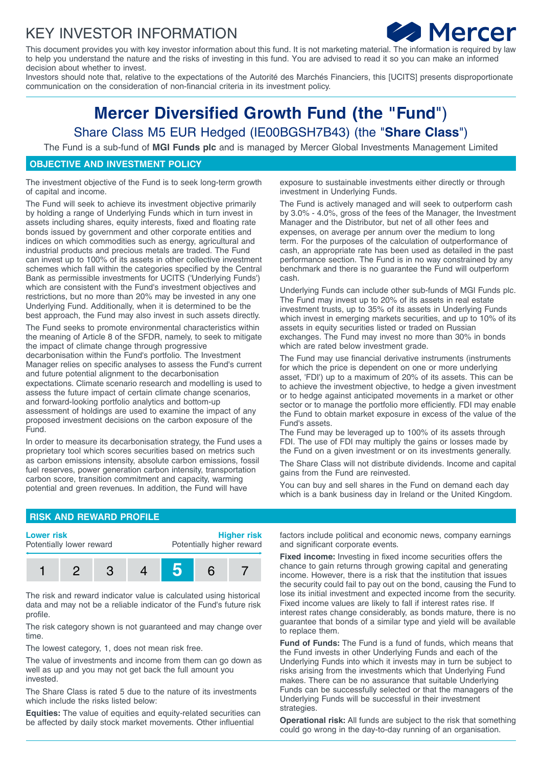# KEY INVESTOR INFORMATION

Mercer

This document provides you with key investor information about this fund. It is not marketing material. The information is required by law to help you understand the nature and the risks of investing in this fund. You are advised to read it so you can make an informed decision about whether to invest.

Investors should note that, relative to the expectations of the Autorité des Marchés Financiers, this [UCITS] presents disproportionate communication on the consideration of non-financial criteria in its investment policy.

# Mercer Diversified Growth Fund (the "Fund")

## Share Class M5 EUR Hedged (IE00BGSH7B43) (the "**Share Class**")

The Fund is a sub-fund of **MGI Funds plc** and is managed by Mercer Global Investments Management Limited

## OBJECTIVE AND INVESTMENT POLICY

The investment objective of the Fund is to seek long-term growth of capital and income.

The Fund will seek to achieve its investment objective primarily by holding a range of Underlying Funds which in turn invest in assets including shares, equity interests, fixed and floating rate bonds issued by government and other corporate entities and indices on which commodities such as energy, agricultural and industrial products and precious metals are traded. The Fund can invest up to 100% of its assets in other collective investment schemes which fall within the categories specified by the Central Bank as permissible investments for UCITS ('Underlying Funds') which are consistent with the Fund's investment objectives and restrictions, but no more than 20% may be invested in any one Underlying Fund. Additionally, when it is determined to be the best approach, the Fund may also invest in such assets directly.

The Fund seeks to promote environmental characteristics within the meaning of Article 8 of the SFDR, namely, to seek to mitigate the impact of climate change through progressive decarbonisation within the Fund's portfolio. The Investment Manager relies on specific analyses to assess the Fund's current and future potential alignment to the decarbonisation expectations. Climate scenario research and modelling is used to assess the future impact of certain climate change scenarios, and forward-looking portfolio analytics and bottom-up assessment of holdings are used to examine the impact of any proposed investment decisions on the carbon exposure of the Fund.

In order to measure its decarbonisation strategy, the Fund uses a proprietary tool which scores securities based on metrics such as carbon emissions intensity, absolute carbon emissions, fossil fuel reserves, power generation carbon intensity, transportation carbon score, transition commitment and capacity, warming potential and green revenues. In addition, the Fund will have exposure to sustainable investments either directly or through investment in Underlying Funds.

The Fund is actively managed and will seek to outperform cash by 3.0% - 4.0%, gross of the fees of the Manager, the Investment Manager and the Distributor, but net of all other fees and expenses, on average per annum over the medium to long term. For the purposes of the calculation of outperformance of cash, an appropriate rate has been used as detailed in the past performance section. The Fund is in no way constrained by any benchmark and there is no guarantee the Fund will outperform cash.

Underlying Funds can include other sub-funds of MGI Funds plc. The Fund may invest up to 20% of its assets in real estate investment trusts, up to 35% of its assets in Underlying Funds which invest in emerging markets securities, and up to 10% of its assets in equity securities listed or traded on Russian exchanges. The Fund may invest no more than 30% in bonds which are rated below investment grade.

The Fund may use financial derivative instruments (instruments for which the price is dependent on one or more underlying asset, 'FDI') up to a maximum of 20% of its assets. This can be to achieve the investment objective, to hedge a given investment or to hedge against anticipated movements in a market or other sector or to manage the portfolio more efficiently. FDI may enable the Fund to obtain market exposure in excess of the value of the Fund's assets.

The Fund may be leveraged up to 100% of its assets through FDI. The use of FDI may multiply the gains or losses made by the Fund on a given investment or on its investments generally.

The Share Class will not distribute dividends. Income and capital gains from the Fund are reinvested.

You can buy and sell shares in the Fund on demand each day which is a bank business day in Ireland or the United Kingdom.

## RISK AND REWARD PROFILE

| **Lower risk** Potentially lower reward | | | | | | **Higher risk** Potentially higher reward |
|---|---|---|---|---|---|---|
| 1 | 2 | 3 | 4 | **5** | 6 | 7 |

The risk and reward indicator value is calculated using historical data and may not be a reliable indicator of the Fund's future risk profile.

The risk category shown is not guaranteed and may change over time.

The lowest category, 1, does not mean risk free.

The value of investments and income from them can go down as well as up and you may not get back the full amount you invested.

The Share Class is rated 5 due to the nature of its investments which include the risks listed below:

**Equities:** The value of equities and equity-related securities can be affected by daily stock market movements. Other influential factors include political and economic news, company earnings and significant corporate events.

**Fixed income:** Investing in fixed income securities offers the chance to gain returns through growing capital and generating income. However, there is a risk that the institution that issues the security could fail to pay out on the bond, causing the Fund to lose its initial investment and expected income from the security. Fixed income values are likely to fall if interest rates rise. If interest rates change considerably, as bonds mature, there is no guarantee that bonds of a similar type and yield will be available to replace them.

**Fund of Funds:** The Fund is a fund of funds, which means that the Fund invests in other Underlying Funds and each of the Underlying Funds into which it invests may in turn be subject to risks arising from the investments which that Underlying Fund makes. There can be no assurance that suitable Underlying Funds can be successfully selected or that the managers of the Underlying Funds will be successful in their investment strategies.

**Operational risk:** All funds are subject to the risk that something could go wrong in the day-to-day running of an organisation.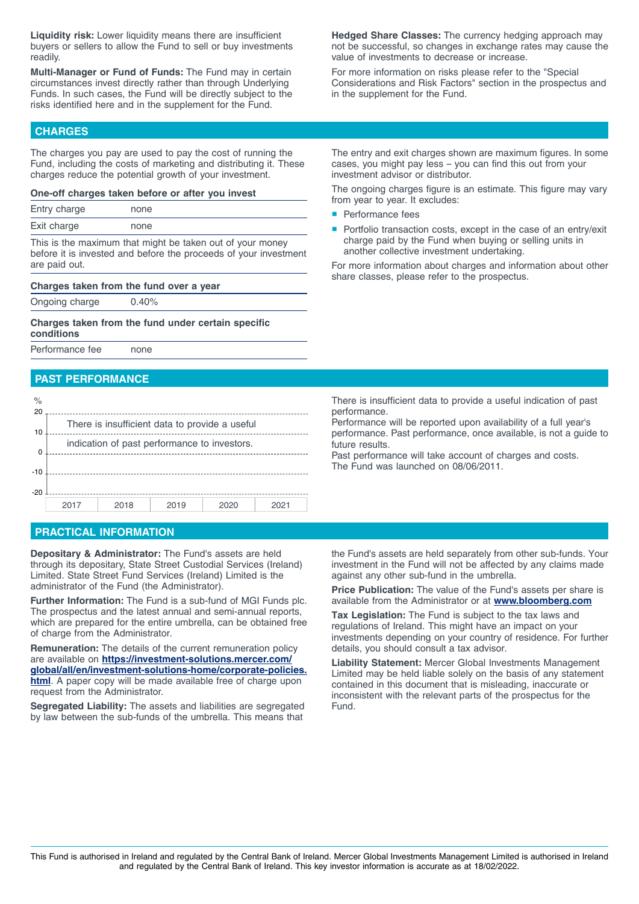**Liquidity risk:** Lower liquidity means there are insufficient buyers or sellers to allow the Fund to sell or buy investments readily.

**Multi-Manager or Fund of Funds:** The Fund may in certain circumstances invest directly rather than through Underlying Funds. In such cases, the Fund will be directly subject to the risks identified here and in the supplement for the Fund.

**Hedged Share Classes:** The currency hedging approach may not be successful, so changes in exchange rates may cause the value of investments to decrease or increase.

For more information on risks please refer to the "Special Considerations and Risk Factors" section in the prospectus and in the supplement for the Fund.

## CHARGES

The charges you pay are used to pay the cost of running the Fund, including the costs of marketing and distributing it. These charges reduce the potential growth of your investment.

| One-off charges taken before or after you invest | |
|---|---|
| Entry charge | none |
| Exit charge | none |

This is the maximum that might be taken out of your money before it is invested and before the proceeds of your investment are paid out.

| Charges taken from the fund over a year | |
|---|---|
| Ongoing charge | 0.40% |

| Charges taken from the fund under certain specific conditions | |
|---|---|
| Performance fee | none |

The entry and exit charges shown are maximum figures. In some cases, you might pay less – you can find this out from your investment advisor or distributor.

The ongoing charges figure is an estimate. This figure may vary from year to year. It excludes:

- Performance fees
- Portfolio transaction costs, except in the case of an entry/exit charge paid by the Fund when buying or selling units in another collective investment undertaking.

For more information about charges and information about other share classes, please refer to the prospectus.

## PAST PERFORMANCE

%
20
10
0
-10
-20
2017 2018 2019 2020 2021

There is insufficient data to provide a useful indication of past performance to investors.

There is insufficient data to provide a useful indication of past performance.
Performance will be reported upon availability of a full year's performance. Past performance, once available, is not a guide to future results.
Past performance will take account of charges and costs.
The Fund was launched on 08/06/2011.

## PRACTICAL INFORMATION

**Depositary & Administrator:** The Fund's assets are held through its depositary, State Street Custodial Services (Ireland) Limited. State Street Fund Services (Ireland) Limited is the administrator of the Fund (the Administrator).

**Further Information:** The Fund is a sub-fund of MGI Funds plc. The prospectus and the latest annual and semi-annual reports, which are prepared for the entire umbrella, can be obtained free of charge from the Administrator.

**Remuneration:** The details of the current remuneration policy are available on **https://investment-solutions.mercer.com/global/all/en/investment-solutions-home/corporate-policies.html**. A paper copy will be made available free of charge upon request from the Administrator.

**Segregated Liability:** The assets and liabilities are segregated by law between the sub-funds of the umbrella. This means that the Fund's assets are held separately from other sub-funds. Your investment in the Fund will not be affected by any claims made against any other sub-fund in the umbrella.

**Price Publication:** The value of the Fund's assets per share is available from the Administrator or at **www.bloomberg.com**

**Tax Legislation:** The Fund is subject to the tax laws and regulations of Ireland. This might have an impact on your investments depending on your country of residence. For further details, you should consult a tax advisor.

**Liability Statement:** Mercer Global Investments Management Limited may be held liable solely on the basis of any statement contained in this document that is misleading, inaccurate or inconsistent with the relevant parts of the prospectus for the Fund.

This Fund is authorised in Ireland and regulated by the Central Bank of Ireland. Mercer Global Investments Management Limited is authorised in Ireland and regulated by the Central Bank of Ireland. This key investor information is accurate as at 18/02/2022.